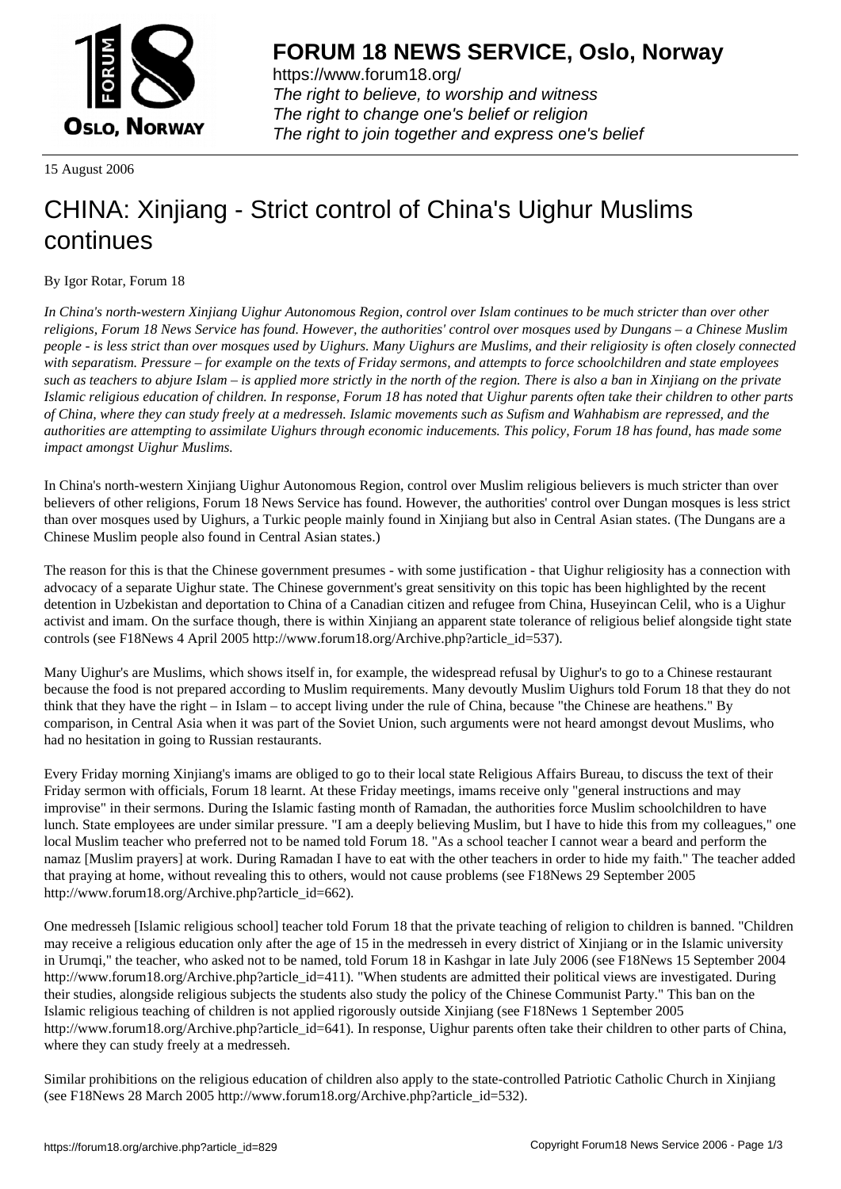# FORUM 18 NEWS SERVICE, Oslo, Norway

https://www.forum18.org/
*The right to believe, to worship and witness*
*The right to change one's belief or religion*
*The right to join together and express one's belief*

15 August 2006

# CHINA: Xinjiang - Strict control of China's Uighur Muslims continues

By Igor Rotar, Forum 18

*In China's north-western Xinjiang Uighur Autonomous Region, control over Islam continues to be much stricter than over other religions, Forum 18 News Service has found. However, the authorities' control over mosques used by Dungans – a Chinese Muslim people - is less strict than over mosques used by Uighurs. Many Uighurs are Muslims, and their religiosity is often closely connected with separatism. Pressure – for example on the texts of Friday sermons, and attempts to force schoolchildren and state employees such as teachers to abjure Islam – is applied more strictly in the north of the region. There is also a ban in Xinjiang on the private Islamic religious education of children. In response, Forum 18 has noted that Uighur parents often take their children to other parts of China, where they can study freely at a medresseh. Islamic movements such as Sufism and Wahhabism are repressed, and the authorities are attempting to assimilate Uighurs through economic inducements. This policy, Forum 18 has found, has made some impact amongst Uighur Muslims.*

In China's north-western Xinjiang Uighur Autonomous Region, control over Muslim religious believers is much stricter than over believers of other religions, Forum 18 News Service has found. However, the authorities' control over Dungan mosques is less strict than over mosques used by Uighurs, a Turkic people mainly found in Xinjiang but also in Central Asian states. (The Dungans are a Chinese Muslim people also found in Central Asian states.)

The reason for this is that the Chinese government presumes - with some justification - that Uighur religiosity has a connection with advocacy of a separate Uighur state. The Chinese government's great sensitivity on this topic has been highlighted by the recent detention in Uzbekistan and deportation to China of a Canadian citizen and refugee from China, Huseyincan Celil, who is a Uighur activist and imam. On the surface though, there is within Xinjiang an apparent state tolerance of religious belief alongside tight state controls (see F18News 4 April 2005 http://www.forum18.org/Archive.php?article_id=537).

Many Uighur's are Muslims, which shows itself in, for example, the widespread refusal by Uighur's to go to a Chinese restaurant because the food is not prepared according to Muslim requirements. Many devoutly Muslim Uighurs told Forum 18 that they do not think that they have the right – in Islam – to accept living under the rule of China, because "the Chinese are heathens." By comparison, in Central Asia when it was part of the Soviet Union, such arguments were not heard amongst devout Muslims, who had no hesitation in going to Russian restaurants.

Every Friday morning Xinjiang's imams are obliged to go to their local state Religious Affairs Bureau, to discuss the text of their Friday sermon with officials, Forum 18 learnt. At these Friday meetings, imams receive only "general instructions and may improvise" in their sermons. During the Islamic fasting month of Ramadan, the authorities force Muslim schoolchildren to have lunch. State employees are under similar pressure. "I am a deeply believing Muslim, but I have to hide this from my colleagues," one local Muslim teacher who preferred not to be named told Forum 18. "As a school teacher I cannot wear a beard and perform the namaz [Muslim prayers] at work. During Ramadan I have to eat with the other teachers in order to hide my faith." The teacher added that praying at home, without revealing this to others, would not cause problems (see F18News 29 September 2005 http://www.forum18.org/Archive.php?article_id=662).

One medresseh [Islamic religious school] teacher told Forum 18 that the private teaching of religion to children is banned. "Children may receive a religious education only after the age of 15 in the medresseh in every district of Xinjiang or in the Islamic university in Urumqi," the teacher, who asked not to be named, told Forum 18 in Kashgar in late July 2006 (see F18News 15 September 2004 http://www.forum18.org/Archive.php?article_id=411). "When students are admitted their political views are investigated. During their studies, alongside religious subjects the students also study the policy of the Chinese Communist Party." This ban on the Islamic religious teaching of children is not applied rigorously outside Xinjiang (see F18News 1 September 2005 http://www.forum18.org/Archive.php?article_id=641). In response, Uighur parents often take their children to other parts of China, where they can study freely at a medresseh.

Similar prohibitions on the religious education of children also apply to the state-controlled Patriotic Catholic Church in Xinjiang (see F18News 28 March 2005 http://www.forum18.org/Archive.php?article_id=532).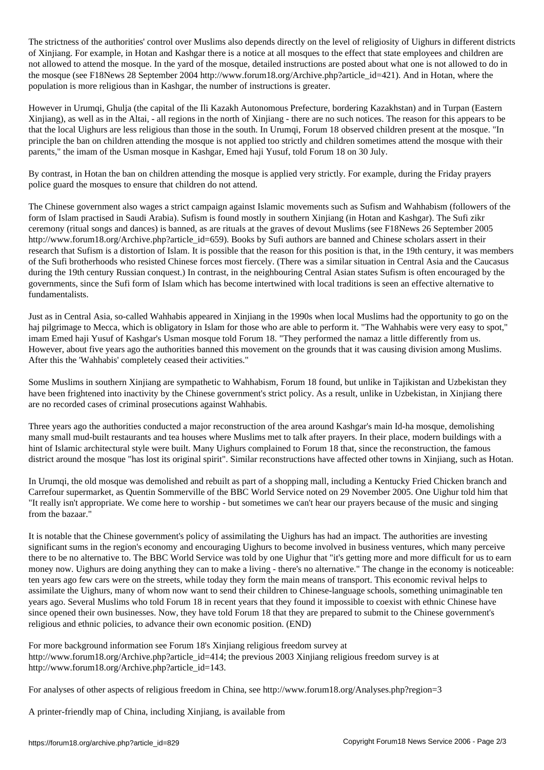The strictness of the authorities' control over Muslims also depends directly on the level of religiosity of Uighurs in different districts of Xinjiang. For example, in Hotan and Kashgar there is a notice at all mosques to the effect that state employees and children are not allowed to attend the mosque. In the yard of the mosque, detailed instructions are posted about what one is not allowed to do in the mosque (see F18News 28 September 2004 http://www.forum18.org/Archive.php?article_id=421). And in Hotan, where the population is more religious than in Kashgar, the number of instructions is greater.

However in Urumqi, Ghulja (the capital of the Ili Kazakh Autonomous Prefecture, bordering Kazakhstan) and in Turpan (Eastern Xinjiang), as well as in the Altai, - all regions in the north of Xinjiang - there are no such notices. The reason for this appears to be that the local Uighurs are less religious than those in the south. In Urumqi, Forum 18 observed children present at the mosque. "In principle the ban on children attending the mosque is not applied too strictly and children sometimes attend the mosque with their parents," the imam of the Usman mosque in Kashgar, Emed haji Yusuf, told Forum 18 on 30 July.

By contrast, in Hotan the ban on children attending the mosque is applied very strictly. For example, during the Friday prayers police guard the mosques to ensure that children do not attend.

The Chinese government also wages a strict campaign against Islamic movements such as Sufism and Wahhabism (followers of the form of Islam practised in Saudi Arabia). Sufism is found mostly in southern Xinjiang (in Hotan and Kashgar). The Sufi zikr ceremony (ritual songs and dances) is banned, as are rituals at the graves of devout Muslims (see F18News 26 September 2005 http://www.forum18.org/Archive.php?article_id=659). Books by Sufi authors are banned and Chinese scholars assert in their research that Sufism is a distortion of Islam. It is possible that the reason for this position is that, in the 19th century, it was members of the Sufi brotherhoods who resisted Chinese forces most fiercely. (There was a similar situation in Central Asia and the Caucasus during the 19th century Russian conquest.) In contrast, in the neighbouring Central Asian states Sufism is often encouraged by the governments, since the Sufi form of Islam which has become intertwined with local traditions is seen an effective alternative to fundamentalists.

Just as in Central Asia, so-called Wahhabis appeared in Xinjiang in the 1990s when local Muslims had the opportunity to go on the haj pilgrimage to Mecca, which is obligatory in Islam for those who are able to perform it. "The Wahhabis were very easy to spot," imam Emed haji Yusuf of Kashgar's Usman mosque told Forum 18. "They performed the namaz a little differently from us. However, about five years ago the authorities banned this movement on the grounds that it was causing division among Muslims. After this the 'Wahhabis' completely ceased their activities."

Some Muslims in southern Xinjiang are sympathetic to Wahhabism, Forum 18 found, but unlike in Tajikistan and Uzbekistan they have been frightened into inactivity by the Chinese government's strict policy. As a result, unlike in Uzbekistan, in Xinjiang there are no recorded cases of criminal prosecutions against Wahhabis.

Three years ago the authorities conducted a major reconstruction of the area around Kashgar's main Id-ha mosque, demolishing many small mud-built restaurants and tea houses where Muslims met to talk after prayers. In their place, modern buildings with a hint of Islamic architectural style were built. Many Uighurs complained to Forum 18 that, since the reconstruction, the famous district around the mosque "has lost its original spirit". Similar reconstructions have affected other towns in Xinjiang, such as Hotan.

In Urumqi, the old mosque was demolished and rebuilt as part of a shopping mall, including a Kentucky Fried Chicken branch and Carrefour supermarket, as Quentin Sommerville of the BBC World Service noted on 29 November 2005. One Uighur told him that "It really isn't appropriate. We come here to worship - but sometimes we can't hear our prayers because of the music and singing from the bazaar."

It is notable that the Chinese government's policy of assimilating the Uighurs has had an impact. The authorities are investing significant sums in the region's economy and encouraging Uighurs to become involved in business ventures, which many perceive there to be no alternative to. The BBC World Service was told by one Uighur that "it's getting more and more difficult for us to earn money now. Uighurs are doing anything they can to make a living - there's no alternative." The change in the economy is noticeable: ten years ago few cars were on the streets, while today they form the main means of transport. This economic revival helps to assimilate the Uighurs, many of whom now want to send their children to Chinese-language schools, something unimaginable ten years ago. Several Muslims who told Forum 18 in recent years that they found it impossible to coexist with ethnic Chinese have since opened their own businesses. Now, they have told Forum 18 that they are prepared to submit to the Chinese government's religious and ethnic policies, to advance their own economic position. (END)

For more background information see Forum 18's Xinjiang religious freedom survey at http://www.forum18.org/Archive.php?article_id=414; the previous 2003 Xinjiang religious freedom survey is at http://www.forum18.org/Archive.php?article_id=143.

For analyses of other aspects of religious freedom in China, see http://www.forum18.org/Analyses.php?region=3

A printer-friendly map of China, including Xinjiang, is available from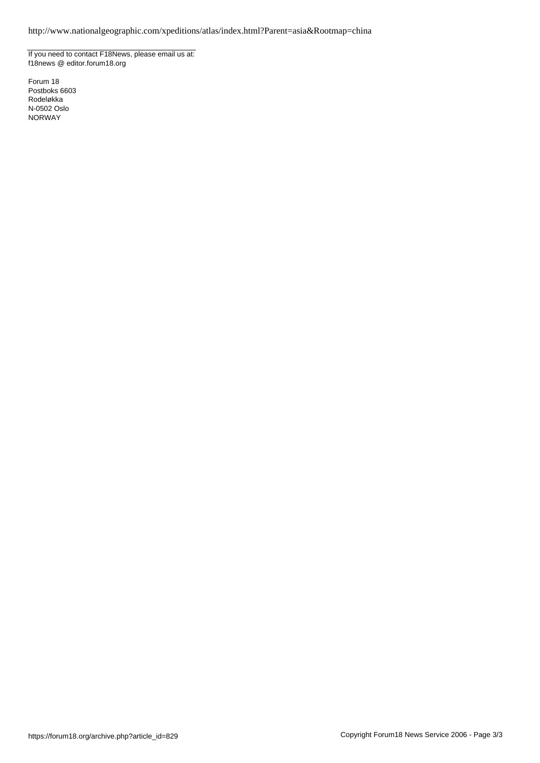http://www.nationalgeographic.com/xpeditions/atlas/index.html?Parent=asia&Rootmap=china

---

If you need to contact F18News, please email us at:
f18news @ editor.forum18.org

Forum 18
Postboks 6603
Rodeløkka
N-0502 Oslo
NORWAY